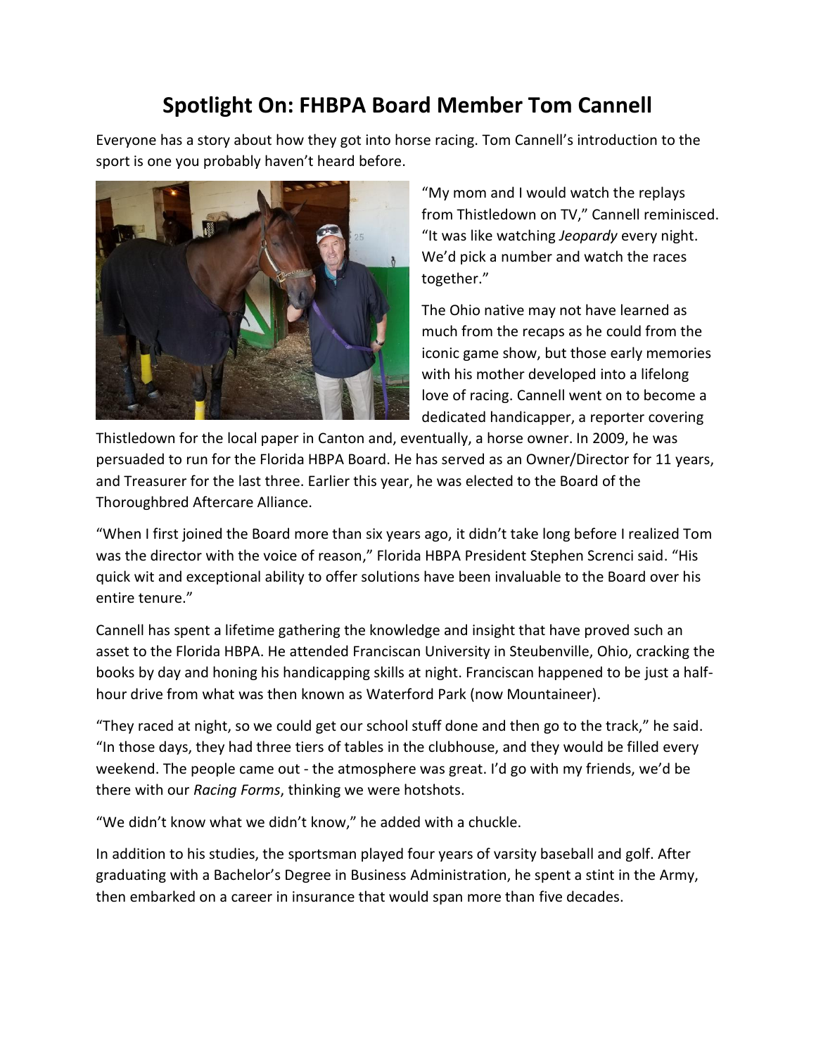# Spotlight On: FHBPA Board Member Tom Cannell

Everyone has a story about how they got into horse racing. Tom Cannell's introduction to the sport is one you probably haven't heard before.

"My mom and I would watch the replays from Thistledown on TV," Cannell reminisced. "It was like watching *Jeopardy* every night. We'd pick a number and watch the races together."

The Ohio native may not have learned as much from the recaps as he could from the iconic game show, but those early memories with his mother developed into a lifelong love of racing. Cannell went on to become a dedicated handicapper, a reporter covering Thistledown for the local paper in Canton and, eventually, a horse owner. In 2009, he was persuaded to run for the Florida HBPA Board. He has served as an Owner/Director for 11 years, and Treasurer for the last three. Earlier this year, he was elected to the Board of the Thoroughbred Aftercare Alliance.

"When I first joined the Board more than six years ago, it didn't take long before I realized Tom was the director with the voice of reason," Florida HBPA President Stephen Screnci said. "His quick wit and exceptional ability to offer solutions have been invaluable to the Board over his entire tenure."

Cannell has spent a lifetime gathering the knowledge and insight that have proved such an asset to the Florida HBPA. He attended Franciscan University in Steubenville, Ohio, cracking the books by day and honing his handicapping skills at night. Franciscan happened to be just a half-hour drive from what was then known as Waterford Park (now Mountaineer).

"They raced at night, so we could get our school stuff done and then go to the track," he said. "In those days, they had three tiers of tables in the clubhouse, and they would be filled every weekend. The people came out - the atmosphere was great. I'd go with my friends, we'd be there with our *Racing Forms*, thinking we were hotshots.

"We didn't know what we didn't know," he added with a chuckle.

In addition to his studies, the sportsman played four years of varsity baseball and golf. After graduating with a Bachelor's Degree in Business Administration, he spent a stint in the Army, then embarked on a career in insurance that would span more than five decades.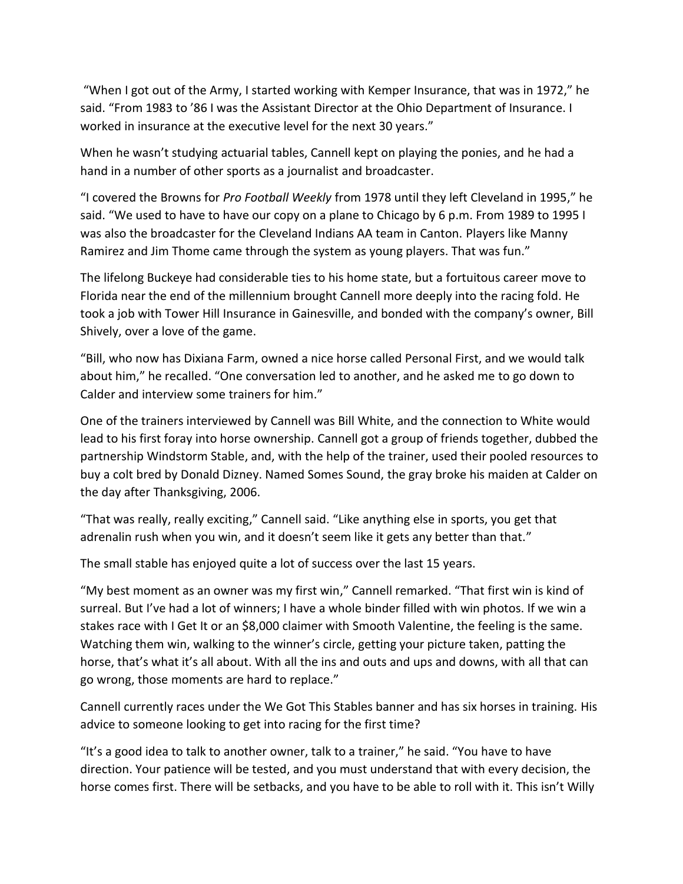"When I got out of the Army, I started working with Kemper Insurance, that was in 1972," he said. "From 1983 to '86 I was the Assistant Director at the Ohio Department of Insurance. I worked in insurance at the executive level for the next 30 years."

When he wasn't studying actuarial tables, Cannell kept on playing the ponies, and he had a hand in a number of other sports as a journalist and broadcaster.

"I covered the Browns for *Pro Football Weekly* from 1978 until they left Cleveland in 1995," he said. "We used to have to have our copy on a plane to Chicago by 6 p.m. From 1989 to 1995 I was also the broadcaster for the Cleveland Indians AA team in Canton. Players like Manny Ramirez and Jim Thome came through the system as young players. That was fun."

The lifelong Buckeye had considerable ties to his home state, but a fortuitous career move to Florida near the end of the millennium brought Cannell more deeply into the racing fold. He took a job with Tower Hill Insurance in Gainesville, and bonded with the company's owner, Bill Shively, over a love of the game.

"Bill, who now has Dixiana Farm, owned a nice horse called Personal First, and we would talk about him," he recalled. "One conversation led to another, and he asked me to go down to Calder and interview some trainers for him."

One of the trainers interviewed by Cannell was Bill White, and the connection to White would lead to his first foray into horse ownership. Cannell got a group of friends together, dubbed the partnership Windstorm Stable, and, with the help of the trainer, used their pooled resources to buy a colt bred by Donald Dizney. Named Somes Sound, the gray broke his maiden at Calder on the day after Thanksgiving, 2006.

"That was really, really exciting," Cannell said. "Like anything else in sports, you get that adrenalin rush when you win, and it doesn't seem like it gets any better than that."

The small stable has enjoyed quite a lot of success over the last 15 years.

"My best moment as an owner was my first win," Cannell remarked. "That first win is kind of surreal. But I've had a lot of winners; I have a whole binder filled with win photos. If we win a stakes race with I Get It or an $8,000 claimer with Smooth Valentine, the feeling is the same. Watching them win, walking to the winner's circle, getting your picture taken, patting the horse, that's what it's all about. With all the ins and outs and ups and downs, with all that can go wrong, those moments are hard to replace."

Cannell currently races under the We Got This Stables banner and has six horses in training. His advice to someone looking to get into racing for the first time?

"It's a good idea to talk to another owner, talk to a trainer," he said. "You have to have direction. Your patience will be tested, and you must understand that with every decision, the horse comes first. There will be setbacks, and you have to be able to roll with it. This isn't Willy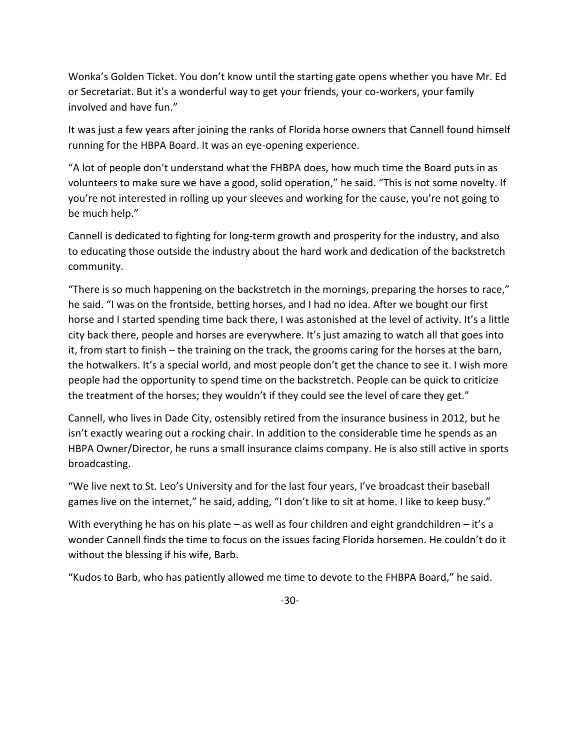Wonka's Golden Ticket. You don't know until the starting gate opens whether you have Mr. Ed or Secretariat. But it's a wonderful way to get your friends, your co-workers, your family involved and have fun."

It was just a few years after joining the ranks of Florida horse owners that Cannell found himself running for the HBPA Board. It was an eye-opening experience.

"A lot of people don't understand what the FHBPA does, how much time the Board puts in as volunteers to make sure we have a good, solid operation," he said. "This is not some novelty. If you're not interested in rolling up your sleeves and working for the cause, you're not going to be much help."

Cannell is dedicated to fighting for long-term growth and prosperity for the industry, and also to educating those outside the industry about the hard work and dedication of the backstretch community.

"There is so much happening on the backstretch in the mornings, preparing the horses to race," he said. "I was on the frontside, betting horses, and I had no idea. After we bought our first horse and I started spending time back there, I was astonished at the level of activity. It's a little city back there, people and horses are everywhere. It's just amazing to watch all that goes into it, from start to finish – the training on the track, the grooms caring for the horses at the barn, the hotwalkers. It's a special world, and most people don't get the chance to see it. I wish more people had the opportunity to spend time on the backstretch. People can be quick to criticize the treatment of the horses; they wouldn't if they could see the level of care they get."

Cannell, who lives in Dade City, ostensibly retired from the insurance business in 2012, but he isn't exactly wearing out a rocking chair. In addition to the considerable time he spends as an HBPA Owner/Director, he runs a small insurance claims company. He is also still active in sports broadcasting.

"We live next to St. Leo's University and for the last four years, I've broadcast their baseball games live on the internet," he said, adding, "I don't like to sit at home. I like to keep busy."

With everything he has on his plate – as well as four children and eight grandchildren – it's a wonder Cannell finds the time to focus on the issues facing Florida horsemen. He couldn't do it without the blessing if his wife, Barb.

"Kudos to Barb, who has patiently allowed me time to devote to the FHBPA Board," he said.

-30-